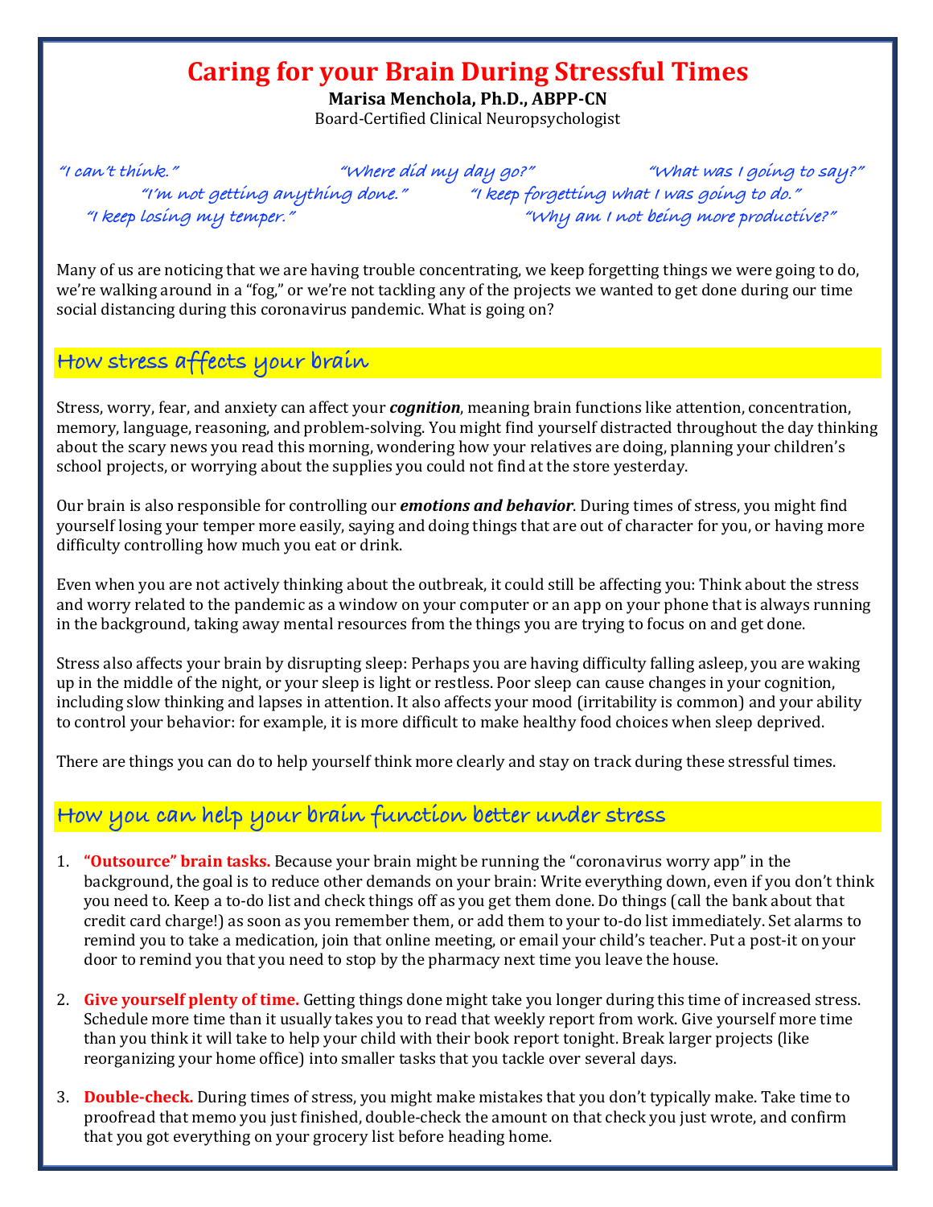# Caring for your Brain During Stressful Times

**Marisa Menchola, Ph.D., ABPP-CN**
Board-Certified Clinical Neuropsychologist

*"I can't think."* *"Where did my day go?"* *"What was I going to say?"*
*"I'm not getting anything done."* *"I keep forgetting what I was going to do."*
*"I keep losing my temper."* *"Why am I not being more productive?"*

Many of us are noticing that we are having trouble concentrating, we keep forgetting things we were going to do, we're walking around in a "fog," or we're not tackling any of the projects we wanted to get done during our time social distancing during this coronavirus pandemic. What is going on?

## How stress affects your brain

Stress, worry, fear, and anxiety can affect your ***cognition***, meaning brain functions like attention, concentration, memory, language, reasoning, and problem-solving. You might find yourself distracted throughout the day thinking about the scary news you read this morning, wondering how your relatives are doing, planning your children's school projects, or worrying about the supplies you could not find at the store yesterday.

Our brain is also responsible for controlling our ***emotions and behavior***. During times of stress, you might find yourself losing your temper more easily, saying and doing things that are out of character for you, or having more difficulty controlling how much you eat or drink.

Even when you are not actively thinking about the outbreak, it could still be affecting you: Think about the stress and worry related to the pandemic as a window on your computer or an app on your phone that is always running in the background, taking away mental resources from the things you are trying to focus on and get done.

Stress also affects your brain by disrupting sleep: Perhaps you are having difficulty falling asleep, you are waking up in the middle of the night, or your sleep is light or restless. Poor sleep can cause changes in your cognition, including slow thinking and lapses in attention. It also affects your mood (irritability is common) and your ability to control your behavior: for example, it is more difficult to make healthy food choices when sleep deprived.

There are things you can do to help yourself think more clearly and stay on track during these stressful times.

## How you can help your brain function better under stress

1. **"Outsource" brain tasks.** Because your brain might be running the "coronavirus worry app" in the background, the goal is to reduce other demands on your brain: Write everything down, even if you don't think you need to. Keep a to-do list and check things off as you get them done. Do things (call the bank about that credit card charge!) as soon as you remember them, or add them to your to-do list immediately. Set alarms to remind you to take a medication, join that online meeting, or email your child's teacher. Put a post-it on your door to remind you that you need to stop by the pharmacy next time you leave the house.

2. **Give yourself plenty of time.** Getting things done might take you longer during this time of increased stress. Schedule more time than it usually takes you to read that weekly report from work. Give yourself more time than you think it will take to help your child with their book report tonight. Break larger projects (like reorganizing your home office) into smaller tasks that you tackle over several days.

3. **Double-check.** During times of stress, you might make mistakes that you don't typically make. Take time to proofread that memo you just finished, double-check the amount on that check you just wrote, and confirm that you got everything on your grocery list before heading home.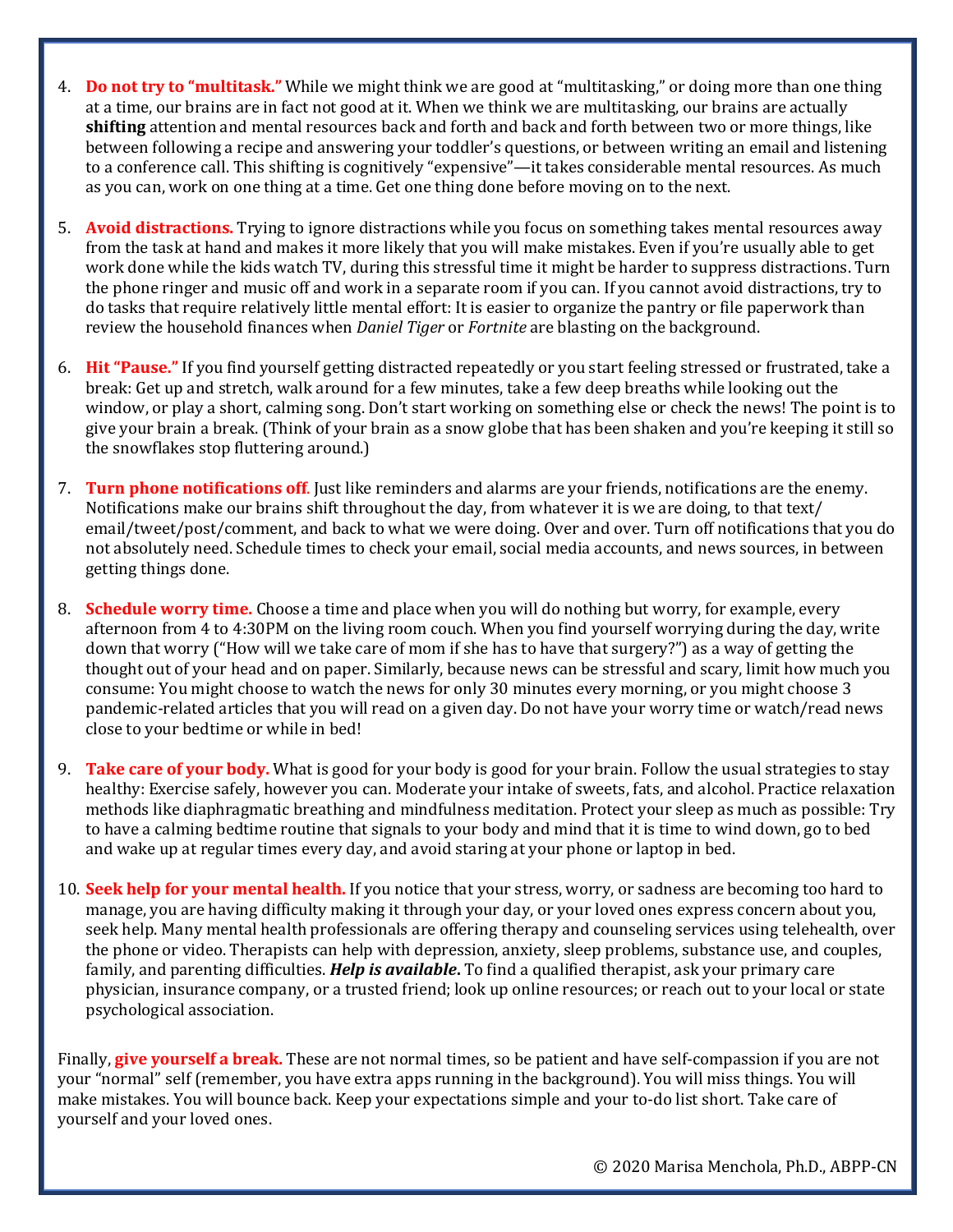4. **Do not try to "multitask."** While we might think we are good at "multitasking," or doing more than one thing at a time, our brains are in fact not good at it. When we think we are multitasking, our brains are actually **shifting** attention and mental resources back and forth and back and forth between two or more things, like between following a recipe and answering your toddler's questions, or between writing an email and listening to a conference call. This shifting is cognitively "expensive"—it takes considerable mental resources. As much as you can, work on one thing at a time. Get one thing done before moving on to the next.

5. **Avoid distractions.** Trying to ignore distractions while you focus on something takes mental resources away from the task at hand and makes it more likely that you will make mistakes. Even if you're usually able to get work done while the kids watch TV, during this stressful time it might be harder to suppress distractions. Turn the phone ringer and music off and work in a separate room if you can. If you cannot avoid distractions, try to do tasks that require relatively little mental effort: It is easier to organize the pantry or file paperwork than review the household finances when *Daniel Tiger* or *Fortnite* are blasting on the background.

6. **Hit "Pause."** If you find yourself getting distracted repeatedly or you start feeling stressed or frustrated, take a break: Get up and stretch, walk around for a few minutes, take a few deep breaths while looking out the window, or play a short, calming song. Don't start working on something else or check the news! The point is to give your brain a break. (Think of your brain as a snow globe that has been shaken and you're keeping it still so the snowflakes stop fluttering around.)

7. **Turn phone notifications off**. Just like reminders and alarms are your friends, notifications are the enemy. Notifications make our brains shift throughout the day, from whatever it is we are doing, to that text/email/tweet/post/comment, and back to what we were doing. Over and over. Turn off notifications that you do not absolutely need. Schedule times to check your email, social media accounts, and news sources, in between getting things done.

8. **Schedule worry time.** Choose a time and place when you will do nothing but worry, for example, every afternoon from 4 to 4:30PM on the living room couch. When you find yourself worrying during the day, write down that worry ("How will we take care of mom if she has to have that surgery?") as a way of getting the thought out of your head and on paper. Similarly, because news can be stressful and scary, limit how much you consume: You might choose to watch the news for only 30 minutes every morning, or you might choose 3 pandemic-related articles that you will read on a given day. Do not have your worry time or watch/read news close to your bedtime or while in bed!

9. **Take care of your body.** What is good for your body is good for your brain. Follow the usual strategies to stay healthy: Exercise safely, however you can. Moderate your intake of sweets, fats, and alcohol. Practice relaxation methods like diaphragmatic breathing and mindfulness meditation. Protect your sleep as much as possible: Try to have a calming bedtime routine that signals to your body and mind that it is time to wind down, go to bed and wake up at regular times every day, and avoid staring at your phone or laptop in bed.

10. **Seek help for your mental health.** If you notice that your stress, worry, or sadness are becoming too hard to manage, you are having difficulty making it through your day, or your loved ones express concern about you, seek help. Many mental health professionals are offering therapy and counseling services using telehealth, over the phone or video. Therapists can help with depression, anxiety, sleep problems, substance use, and couples, family, and parenting difficulties. ***Help is available.*** To find a qualified therapist, ask your primary care physician, insurance company, or a trusted friend; look up online resources; or reach out to your local or state psychological association.

Finally, **give yourself a break.** These are not normal times, so be patient and have self-compassion if you are not your "normal" self (remember, you have extra apps running in the background). You will miss things. You will make mistakes. You will bounce back. Keep your expectations simple and your to-do list short. Take care of yourself and your loved ones.

© 2020 Marisa Menchola, Ph.D., ABPP-CN